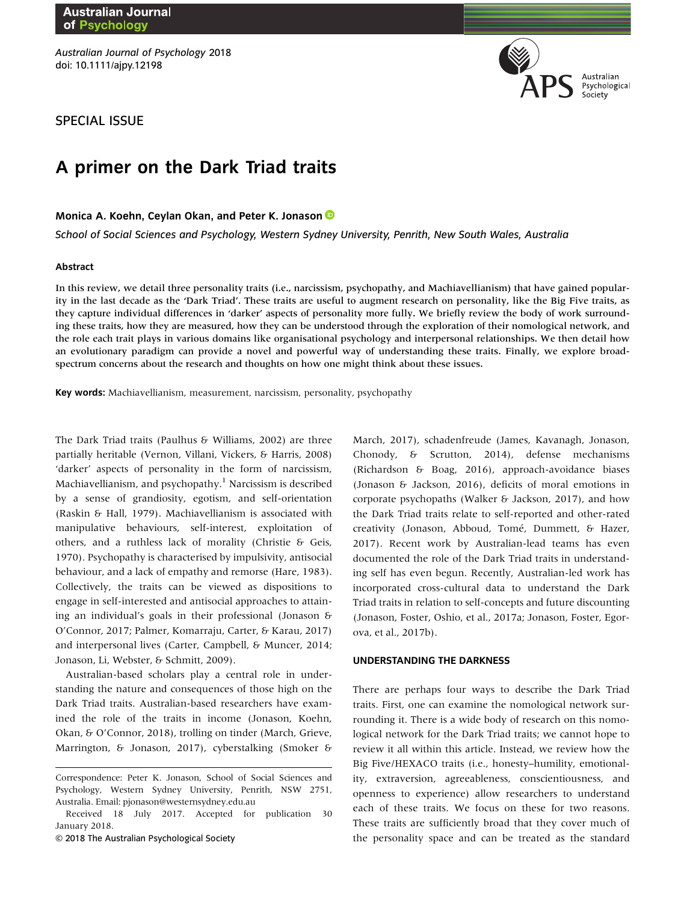SPECIAL ISSUE

# A primer on the Dark Triad traits

**Monica A. Koehn, Ceylan Okan, and Peter K. Jonason**

*School of Social Sciences and Psychology, Western Sydney University, Penrith, New South Wales, Australia*

## Abstract

**In this review, we detail three personality traits (i.e., narcissism, psychopathy, and Machiavellianism) that have gained popularity in the last decade as the 'Dark Triad'. These traits are useful to augment research on personality, like the Big Five traits, as they capture individual differences in 'darker' aspects of personality more fully. We briefly review the body of work surrounding these traits, how they are measured, how they can be understood through the exploration of their nomological network, and the role each trait plays in various domains like organisational psychology and interpersonal relationships. We then detail how an evolutionary paradigm can provide a novel and powerful way of understanding these traits. Finally, we explore broad-spectrum concerns about the research and thoughts on how one might think about these issues.**

**Key words:** Machiavellianism, measurement, narcissism, personality, psychopathy

The Dark Triad traits (Paulhus & Williams, 2002) are three partially heritable (Vernon, Villani, Vickers, & Harris, 2008) 'darker' aspects of personality in the form of narcissism, Machiavellianism, and psychopathy.[1] Narcissism is described by a sense of grandiosity, egotism, and self-orientation (Raskin & Hall, 1979). Machiavellianism is associated with manipulative behaviours, self-interest, exploitation of others, and a ruthless lack of morality (Christie & Geis, 1970). Psychopathy is characterised by impulsivity, antisocial behaviour, and a lack of empathy and remorse (Hare, 1983). Collectively, the traits can be viewed as dispositions to engage in self-interested and antisocial approaches to attaining an individual's goals in their professional (Jonason & O'Connor, 2017; Palmer, Komarraju, Carter, & Karau, 2017) and interpersonal lives (Carter, Campbell, & Muncer, 2014; Jonason, Li, Webster, & Schmitt, 2009).

Australian-based scholars play a central role in understanding the nature and consequences of those high on the Dark Triad traits. Australian-based researchers have examined the role of the traits in income (Jonason, Koehn, Okan, & O'Connor, 2018), trolling on tinder (March, Grieve, Marrington, & Jonason, 2017), cyberstalking (Smoker & March, 2017), schadenfreude (James, Kavanagh, Jonason, Chonody, & Scrutton, 2014), defense mechanisms (Richardson & Boag, 2016), approach-avoidance biases (Jonason & Jackson, 2016), deficits of moral emotions in corporate psychopaths (Walker & Jackson, 2017), and how the Dark Triad traits relate to self-reported and other-rated creativity (Jonason, Abboud, Tomé, Dummett, & Hazer, 2017). Recent work by Australian-lead teams has even documented the role of the Dark Triad traits in understanding self has even begun. Recently, Australian-led work has incorporated cross-cultural data to understand the Dark Triad traits in relation to self-concepts and future discounting (Jonason, Foster, Oshio, et al., 2017a; Jonason, Foster, Egorova, et al., 2017b).

## UNDERSTANDING THE DARKNESS

There are perhaps four ways to describe the Dark Triad traits. First, one can examine the nomological network surrounding it. There is a wide body of research on this nomological network for the Dark Triad traits; we cannot hope to review it all within this article. Instead, we review how the Big Five/HEXACO traits (i.e., honesty–humility, emotionality, extraversion, agreeableness, conscientiousness, and openness to experience) allow researchers to understand each of these traits. We focus on these for two reasons. These traits are sufficiently broad that they cover much of the personality space and can be treated as the standard

Correspondence: Peter K. Jonason, School of Social Sciences and Psychology, Western Sydney University, Penrith, NSW 2751, Australia. Email: pjonason@westernsydney.edu.au

Received 18 July 2017. Accepted for publication 30 January 2018.

© 2018 The Australian Psychological Society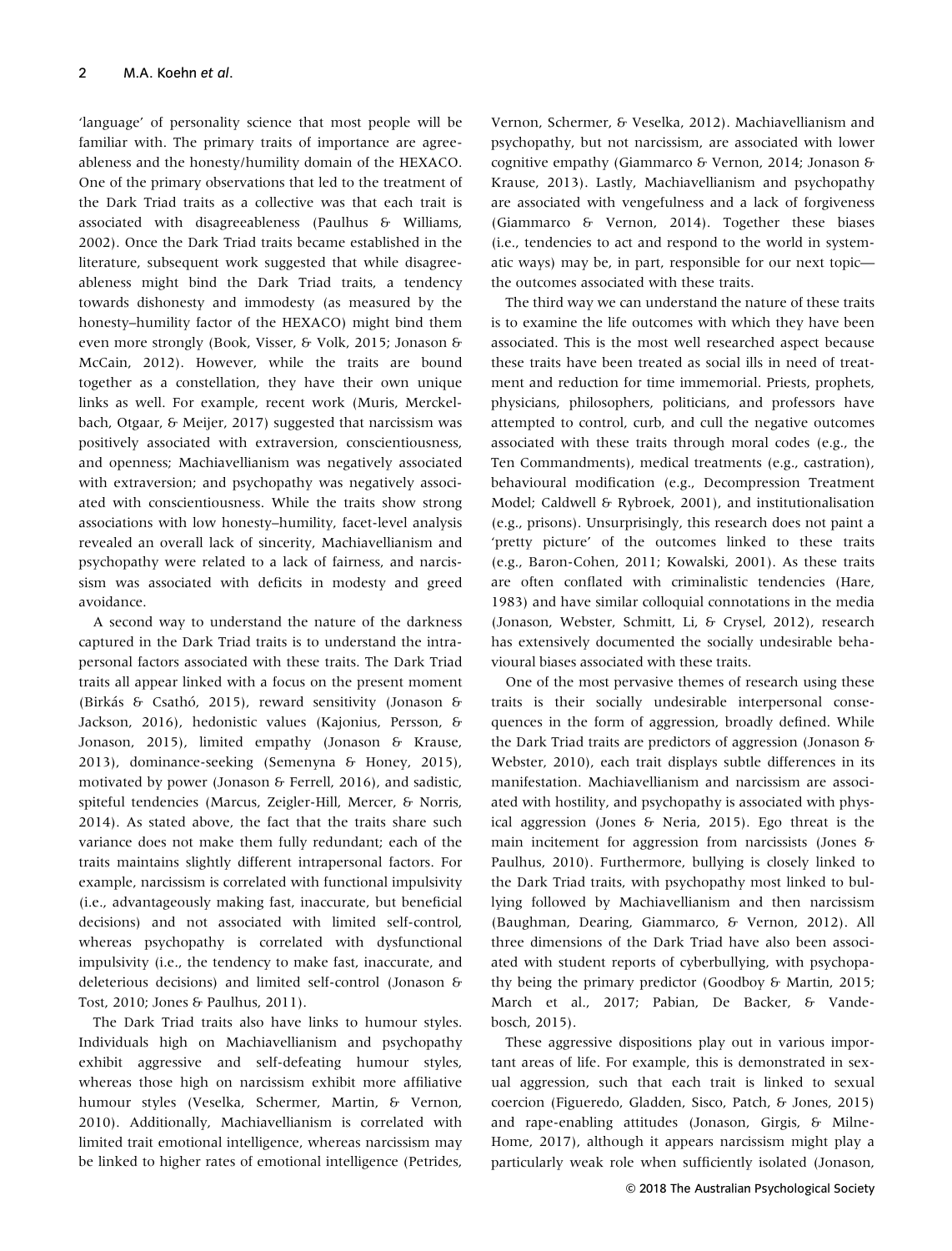'language' of personality science that most people will be familiar with. The primary traits of importance are agreeableness and the honesty/humility domain of the HEXACO. One of the primary observations that led to the treatment of the Dark Triad traits as a collective was that each trait is associated with disagreeableness (Paulhus & Williams, 2002). Once the Dark Triad traits became established in the literature, subsequent work suggested that while disagreeableness might bind the Dark Triad traits, a tendency towards dishonesty and immodesty (as measured by the honesty–humility factor of the HEXACO) might bind them even more strongly (Book, Visser, & Volk, 2015; Jonason & McCain, 2012). However, while the traits are bound together as a constellation, they have their own unique links as well. For example, recent work (Muris, Merckelbach, Otgaar, & Meijer, 2017) suggested that narcissism was positively associated with extraversion, conscientiousness, and openness; Machiavellianism was negatively associated with extraversion; and psychopathy was negatively associated with conscientiousness. While the traits show strong associations with low honesty–humility, facet-level analysis revealed an overall lack of sincerity, Machiavellianism and psychopathy were related to a lack of fairness, and narcissism was associated with deficits in modesty and greed avoidance.

A second way to understand the nature of the darkness captured in the Dark Triad traits is to understand the intrapersonal factors associated with these traits. The Dark Triad traits all appear linked with a focus on the present moment (Birkás & Csathó, 2015), reward sensitivity (Jonason & Jackson, 2016), hedonistic values (Kajonius, Persson, & Jonason, 2015), limited empathy (Jonason & Krause, 2013), dominance-seeking (Semenyna & Honey, 2015), motivated by power (Jonason & Ferrell, 2016), and sadistic, spiteful tendencies (Marcus, Zeigler-Hill, Mercer, & Norris, 2014). As stated above, the fact that the traits share such variance does not make them fully redundant; each of the traits maintains slightly different intrapersonal factors. For example, narcissism is correlated with functional impulsivity (i.e., advantageously making fast, inaccurate, but beneficial decisions) and not associated with limited self-control, whereas psychopathy is correlated with dysfunctional impulsivity (i.e., the tendency to make fast, inaccurate, and deleterious decisions) and limited self-control (Jonason & Tost, 2010; Jones & Paulhus, 2011).

The Dark Triad traits also have links to humour styles. Individuals high on Machiavellianism and psychopathy exhibit aggressive and self-defeating humour styles, whereas those high on narcissism exhibit more affiliative humour styles (Veselka, Schermer, Martin, & Vernon, 2010). Additionally, Machiavellianism is correlated with limited trait emotional intelligence, whereas narcissism may be linked to higher rates of emotional intelligence (Petrides, Vernon, Schermer, & Veselka, 2012). Machiavellianism and psychopathy, but not narcissism, are associated with lower cognitive empathy (Giammarco & Vernon, 2014; Jonason & Krause, 2013). Lastly, Machiavellianism and psychopathy are associated with vengefulness and a lack of forgiveness (Giammarco & Vernon, 2014). Together these biases (i.e., tendencies to act and respond to the world in systematic ways) may be, in part, responsible for our next topic—the outcomes associated with these traits.

The third way we can understand the nature of these traits is to examine the life outcomes with which they have been associated. This is the most well researched aspect because these traits have been treated as social ills in need of treatment and reduction for time immemorial. Priests, prophets, physicians, philosophers, politicians, and professors have attempted to control, curb, and cull the negative outcomes associated with these traits through moral codes (e.g., the Ten Commandments), medical treatments (e.g., castration), behavioural modification (e.g., Decompression Treatment Model; Caldwell & Rybroek, 2001), and institutionalisation (e.g., prisons). Unsurprisingly, this research does not paint a 'pretty picture' of the outcomes linked to these traits (e.g., Baron-Cohen, 2011; Kowalski, 2001). As these traits are often conflated with criminalistic tendencies (Hare, 1983) and have similar colloquial connotations in the media (Jonason, Webster, Schmitt, Li, & Crysel, 2012), research has extensively documented the socially undesirable behavioural biases associated with these traits.

One of the most pervasive themes of research using these traits is their socially undesirable interpersonal consequences in the form of aggression, broadly defined. While the Dark Triad traits are predictors of aggression (Jonason & Webster, 2010), each trait displays subtle differences in its manifestation. Machiavellianism and narcissism are associated with hostility, and psychopathy is associated with physical aggression (Jones & Neria, 2015). Ego threat is the main incitement for aggression from narcissists (Jones & Paulhus, 2010). Furthermore, bullying is closely linked to the Dark Triad traits, with psychopathy most linked to bullying followed by Machiavellianism and then narcissism (Baughman, Dearing, Giammarco, & Vernon, 2012). All three dimensions of the Dark Triad have also been associated with student reports of cyberbullying, with psychopathy being the primary predictor (Goodboy & Martin, 2015; March et al., 2017; Pabian, De Backer, & Vandebosch, 2015).

These aggressive dispositions play out in various important areas of life. For example, this is demonstrated in sexual aggression, such that each trait is linked to sexual coercion (Figueredo, Gladden, Sisco, Patch, & Jones, 2015) and rape-enabling attitudes (Jonason, Girgis, & Milne-Home, 2017), although it appears narcissism might play a particularly weak role when sufficiently isolated (Jonason,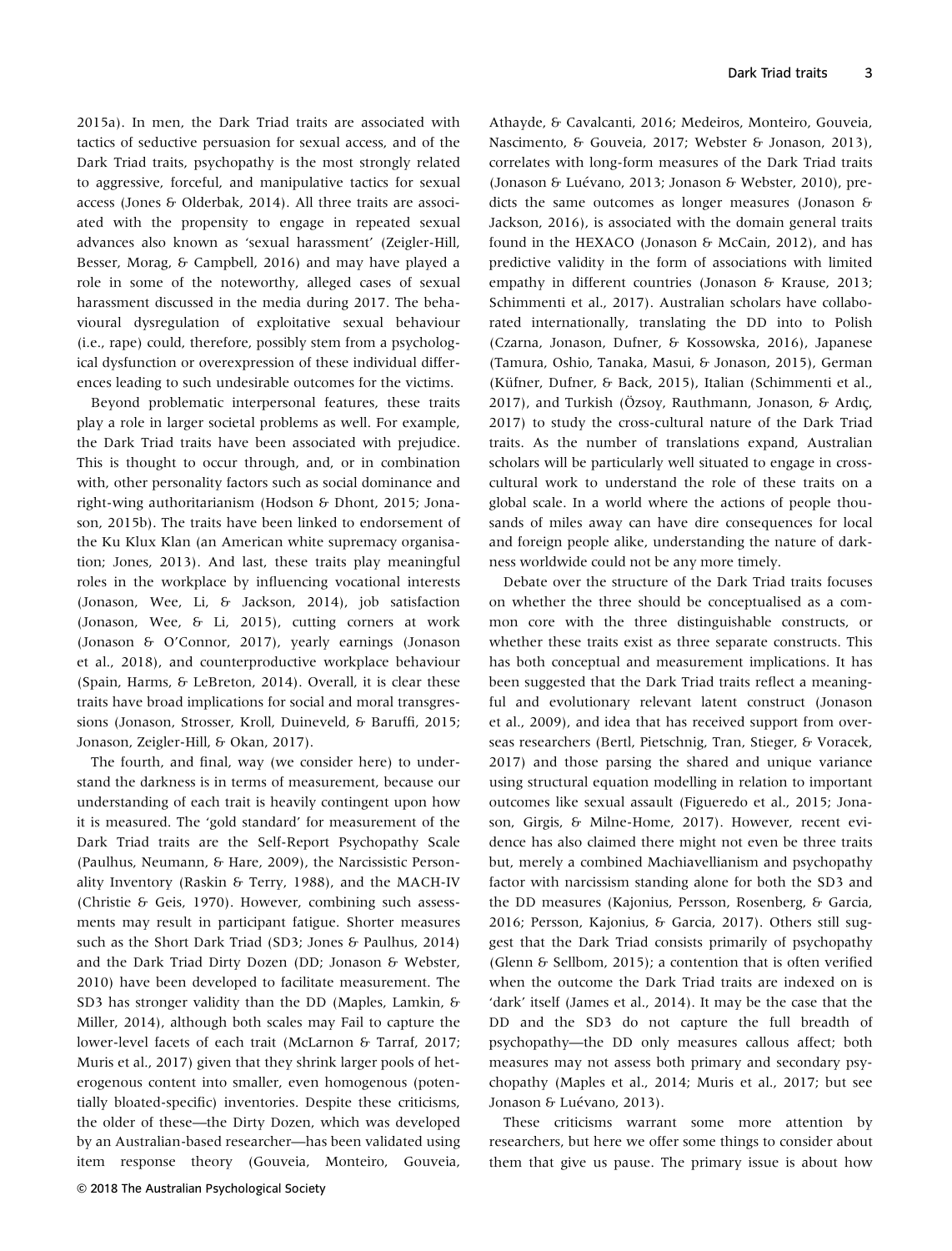2015a). In men, the Dark Triad traits are associated with tactics of seductive persuasion for sexual access, and of the Dark Triad traits, psychopathy is the most strongly related to aggressive, forceful, and manipulative tactics for sexual access (Jones & Olderbak, 2014). All three traits are associated with the propensity to engage in repeated sexual advances also known as 'sexual harassment' (Zeigler-Hill, Besser, Morag, & Campbell, 2016) and may have played a role in some of the noteworthy, alleged cases of sexual harassment discussed in the media during 2017. The behavioural dysregulation of exploitative sexual behaviour (i.e., rape) could, therefore, possibly stem from a psychological dysfunction or overexpression of these individual differences leading to such undesirable outcomes for the victims.

Beyond problematic interpersonal features, these traits play a role in larger societal problems as well. For example, the Dark Triad traits have been associated with prejudice. This is thought to occur through, and, or in combination with, other personality factors such as social dominance and right-wing authoritarianism (Hodson & Dhont, 2015; Jonason, 2015b). The traits have been linked to endorsement of the Ku Klux Klan (an American white supremacy organisation; Jones, 2013). And last, these traits play meaningful roles in the workplace by influencing vocational interests (Jonason, Wee, Li, & Jackson, 2014), job satisfaction (Jonason, Wee, & Li, 2015), cutting corners at work (Jonason & O'Connor, 2017), yearly earnings (Jonason et al., 2018), and counterproductive workplace behaviour (Spain, Harms, & LeBreton, 2014). Overall, it is clear these traits have broad implications for social and moral transgressions (Jonason, Strosser, Kroll, Duineveld, & Baruffi, 2015; Jonason, Zeigler-Hill, & Okan, 2017).

The fourth, and final, way (we consider here) to understand the darkness is in terms of measurement, because our understanding of each trait is heavily contingent upon how it is measured. The 'gold standard' for measurement of the Dark Triad traits are the Self-Report Psychopathy Scale (Paulhus, Neumann, & Hare, 2009), the Narcissistic Personality Inventory (Raskin & Terry, 1988), and the MACH-IV (Christie & Geis, 1970). However, combining such assessments may result in participant fatigue. Shorter measures such as the Short Dark Triad (SD3; Jones & Paulhus, 2014) and the Dark Triad Dirty Dozen (DD; Jonason & Webster, 2010) have been developed to facilitate measurement. The SD3 has stronger validity than the DD (Maples, Lamkin, & Miller, 2014), although both scales may Fail to capture the lower-level facets of each trait (McLarnon & Tarraf, 2017; Muris et al., 2017) given that they shrink larger pools of heterogenous content into smaller, even homogenous (potentially bloated-specific) inventories. Despite these criticisms, the older of these—the Dirty Dozen, which was developed by an Australian-based researcher—has been validated using item response theory (Gouveia, Monteiro, Gouveia, Athayde, & Cavalcanti, 2016; Medeiros, Monteiro, Gouveia, Nascimento, & Gouveia, 2017; Webster & Jonason, 2013), correlates with long-form measures of the Dark Triad traits (Jonason & Luévano, 2013; Jonason & Webster, 2010), predicts the same outcomes as longer measures (Jonason & Jackson, 2016), is associated with the domain general traits found in the HEXACO (Jonason & McCain, 2012), and has predictive validity in the form of associations with limited empathy in different countries (Jonason & Krause, 2013; Schimmenti et al., 2017). Australian scholars have collaborated internationally, translating the DD into to Polish (Czarna, Jonason, Dufner, & Kossowska, 2016), Japanese (Tamura, Oshio, Tanaka, Masui, & Jonason, 2015), German (Küfner, Dufner, & Back, 2015), Italian (Schimmenti et al., 2017), and Turkish (Özsoy, Rauthmann, Jonason, & Ardıç, 2017) to study the cross-cultural nature of the Dark Triad traits. As the number of translations expand, Australian scholars will be particularly well situated to engage in cross-cultural work to understand the role of these traits on a global scale. In a world where the actions of people thousands of miles away can have dire consequences for local and foreign people alike, understanding the nature of darkness worldwide could not be any more timely.

Debate over the structure of the Dark Triad traits focuses on whether the three should be conceptualised as a common core with the three distinguishable constructs, or whether these traits exist as three separate constructs. This has both conceptual and measurement implications. It has been suggested that the Dark Triad traits reflect a meaningful and evolutionary relevant latent construct (Jonason et al., 2009), and idea that has received support from overseas researchers (Bertl, Pietschnig, Tran, Stieger, & Voracek, 2017) and those parsing the shared and unique variance using structural equation modelling in relation to important outcomes like sexual assault (Figueredo et al., 2015; Jonason, Girgis, & Milne-Home, 2017). However, recent evidence has also claimed there might not even be three traits but, merely a combined Machiavellianism and psychopathy factor with narcissism standing alone for both the SD3 and the DD measures (Kajonius, Persson, Rosenberg, & Garcia, 2016; Persson, Kajonius, & Garcia, 2017). Others still suggest that the Dark Triad consists primarily of psychopathy (Glenn & Sellbom, 2015); a contention that is often verified when the outcome the Dark Triad traits are indexed on is 'dark' itself (James et al., 2014). It may be the case that the DD and the SD3 do not capture the full breadth of psychopathy—the DD only measures callous affect; both measures may not assess both primary and secondary psychopathy (Maples et al., 2014; Muris et al., 2017; but see Jonason & Luévano, 2013).

These criticisms warrant some more attention by researchers, but here we offer some things to consider about them that give us pause. The primary issue is about how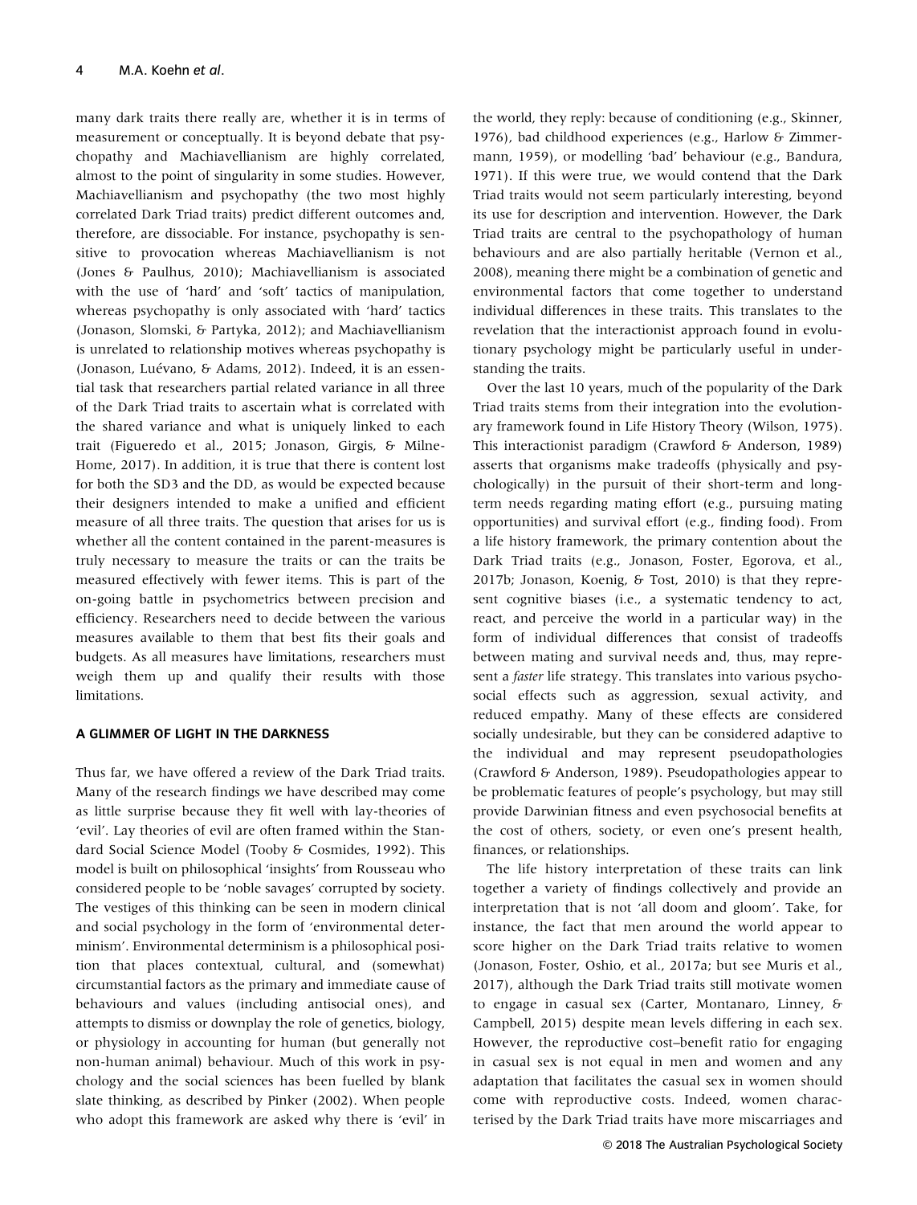many dark traits there really are, whether it is in terms of measurement or conceptually. It is beyond debate that psychopathy and Machiavellianism are highly correlated, almost to the point of singularity in some studies. However, Machiavellianism and psychopathy (the two most highly correlated Dark Triad traits) predict different outcomes and, therefore, are dissociable. For instance, psychopathy is sensitive to provocation whereas Machiavellianism is not (Jones & Paulhus, 2010); Machiavellianism is associated with the use of 'hard' and 'soft' tactics of manipulation, whereas psychopathy is only associated with 'hard' tactics (Jonason, Slomski, & Partyka, 2012); and Machiavellianism is unrelated to relationship motives whereas psychopathy is (Jonason, Luévano, & Adams, 2012). Indeed, it is an essential task that researchers partial related variance in all three of the Dark Triad traits to ascertain what is correlated with the shared variance and what is uniquely linked to each trait (Figueredo et al., 2015; Jonason, Girgis, & Milne-Home, 2017). In addition, it is true that there is content lost for both the SD3 and the DD, as would be expected because their designers intended to make a unified and efficient measure of all three traits. The question that arises for us is whether all the content contained in the parent-measures is truly necessary to measure the traits or can the traits be measured effectively with fewer items. This is part of the on-going battle in psychometrics between precision and efficiency. Researchers need to decide between the various measures available to them that best fits their goals and budgets. As all measures have limitations, researchers must weigh them up and qualify their results with those limitations.

## A GLIMMER OF LIGHT IN THE DARKNESS

Thus far, we have offered a review of the Dark Triad traits. Many of the research findings we have described may come as little surprise because they fit well with lay-theories of 'evil'. Lay theories of evil are often framed within the Standard Social Science Model (Tooby & Cosmides, 1992). This model is built on philosophical 'insights' from Rousseau who considered people to be 'noble savages' corrupted by society. The vestiges of this thinking can be seen in modern clinical and social psychology in the form of 'environmental determinism'. Environmental determinism is a philosophical position that places contextual, cultural, and (somewhat) circumstantial factors as the primary and immediate cause of behaviours and values (including antisocial ones), and attempts to dismiss or downplay the role of genetics, biology, or physiology in accounting for human (but generally not non-human animal) behaviour. Much of this work in psychology and the social sciences has been fuelled by blank slate thinking, as described by Pinker (2002). When people who adopt this framework are asked why there is 'evil' in the world, they reply: because of conditioning (e.g., Skinner, 1976), bad childhood experiences (e.g., Harlow & Zimmermann, 1959), or modelling 'bad' behaviour (e.g., Bandura, 1971). If this were true, we would contend that the Dark Triad traits would not seem particularly interesting, beyond its use for description and intervention. However, the Dark Triad traits are central to the psychopathology of human behaviours and are also partially heritable (Vernon et al., 2008), meaning there might be a combination of genetic and environmental factors that come together to understand individual differences in these traits. This translates to the revelation that the interactionist approach found in evolutionary psychology might be particularly useful in understanding the traits.

Over the last 10 years, much of the popularity of the Dark Triad traits stems from their integration into the evolutionary framework found in Life History Theory (Wilson, 1975). This interactionist paradigm (Crawford & Anderson, 1989) asserts that organisms make tradeoffs (physically and psychologically) in the pursuit of their short-term and long-term needs regarding mating effort (e.g., pursuing mating opportunities) and survival effort (e.g., finding food). From a life history framework, the primary contention about the Dark Triad traits (e.g., Jonason, Foster, Egorova, et al., 2017b; Jonason, Koenig, & Tost, 2010) is that they represent cognitive biases (i.e., a systematic tendency to act, react, and perceive the world in a particular way) in the form of individual differences that consist of tradeoffs between mating and survival needs and, thus, may represent a *faster* life strategy. This translates into various psychosocial effects such as aggression, sexual activity, and reduced empathy. Many of these effects are considered socially undesirable, but they can be considered adaptive to the individual and may represent pseudopathologies (Crawford & Anderson, 1989). Pseudopathologies appear to be problematic features of people's psychology, but may still provide Darwinian fitness and even psychosocial benefits at the cost of others, society, or even one's present health, finances, or relationships.

The life history interpretation of these traits can link together a variety of findings collectively and provide an interpretation that is not 'all doom and gloom'. Take, for instance, the fact that men around the world appear to score higher on the Dark Triad traits relative to women (Jonason, Foster, Oshio, et al., 2017a; but see Muris et al., 2017), although the Dark Triad traits still motivate women to engage in casual sex (Carter, Montanaro, Linney, & Campbell, 2015) despite mean levels differing in each sex. However, the reproductive cost–benefit ratio for engaging in casual sex is not equal in men and women and any adaptation that facilitates the casual sex in women should come with reproductive costs. Indeed, women characterised by the Dark Triad traits have more miscarriages and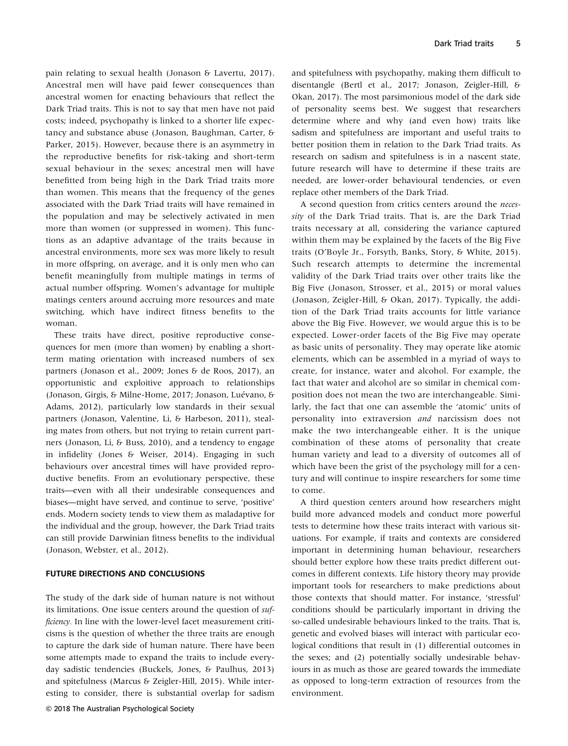pain relating to sexual health (Jonason & Lavertu, 2017). Ancestral men will have paid fewer consequences than ancestral women for enacting behaviours that reflect the Dark Triad traits. This is not to say that men have not paid costs; indeed, psychopathy is linked to a shorter life expectancy and substance abuse (Jonason, Baughman, Carter, & Parker, 2015). However, because there is an asymmetry in the reproductive benefits for risk-taking and short-term sexual behaviour in the sexes; ancestral men will have benefitted from being high in the Dark Triad traits more than women. This means that the frequency of the genes associated with the Dark Triad traits will have remained in the population and may be selectively activated in men more than women (or suppressed in women). This functions as an adaptive advantage of the traits because in ancestral environments, more sex was more likely to result in more offspring, on average, and it is only men who can benefit meaningfully from multiple matings in terms of actual number offspring. Women's advantage for multiple matings centers around accruing more resources and mate switching, which have indirect fitness benefits to the woman.

These traits have direct, positive reproductive consequences for men (more than women) by enabling a short-term mating orientation with increased numbers of sex partners (Jonason et al., 2009; Jones & de Roos, 2017), an opportunistic and exploitive approach to relationships (Jonason, Girgis, & Milne-Home, 2017; Jonason, Luévano, & Adams, 2012), particularly low standards in their sexual partners (Jonason, Valentine, Li, & Harbeson, 2011), stealing mates from others, but not trying to retain current partners (Jonason, Li, & Buss, 2010), and a tendency to engage in infidelity (Jones & Weiser, 2014). Engaging in such behaviours over ancestral times will have provided reproductive benefits. From an evolutionary perspective, these traits—even with all their undesirable consequences and biases—might have served, and continue to serve, 'positive' ends. Modern society tends to view them as maladaptive for the individual and the group, however, the Dark Triad traits can still provide Darwinian fitness benefits to the individual (Jonason, Webster, et al., 2012).

## FUTURE DIRECTIONS AND CONCLUSIONS

The study of the dark side of human nature is not without its limitations. One issue centers around the question of *sufficiency*. In line with the lower-level facet measurement criticisms is the question of whether the three traits are enough to capture the dark side of human nature. There have been some attempts made to expand the traits to include everyday sadistic tendencies (Buckels, Jones, & Paulhus, 2013) and spitefulness (Marcus & Zeigler-Hill, 2015). While interesting to consider, there is substantial overlap for sadism and spitefulness with psychopathy, making them difficult to disentangle (Bertl et al., 2017; Jonason, Zeigler-Hill, & Okan, 2017). The most parsimonious model of the dark side of personality seems best. We suggest that researchers determine where and why (and even how) traits like sadism and spitefulness are important and useful traits to better position them in relation to the Dark Triad traits. As research on sadism and spitefulness is in a nascent state, future research will have to determine if these traits are needed, are lower-order behavioural tendencies, or even replace other members of the Dark Triad.

A second question from critics centers around the *necessity* of the Dark Triad traits. That is, are the Dark Triad traits necessary at all, considering the variance captured within them may be explained by the facets of the Big Five traits (O'Boyle Jr., Forsyth, Banks, Story, & White, 2015). Such research attempts to determine the incremental validity of the Dark Triad traits over other traits like the Big Five (Jonason, Strosser, et al., 2015) or moral values (Jonason, Zeigler-Hill, & Okan, 2017). Typically, the addition of the Dark Triad traits accounts for little variance above the Big Five. However, we would argue this is to be expected. Lower-order facets of the Big Five may operate as basic units of personality. They may operate like atomic elements, which can be assembled in a myriad of ways to create, for instance, water and alcohol. For example, the fact that water and alcohol are so similar in chemical composition does not mean the two are interchangeable. Similarly, the fact that one can assemble the 'atomic' units of personality into extraversion *and* narcissism does not make the two interchangeable either. It is the unique combination of these atoms of personality that create human variety and lead to a diversity of outcomes all of which have been the grist of the psychology mill for a century and will continue to inspire researchers for some time to come.

A third question centers around how researchers might build more advanced models and conduct more powerful tests to determine how these traits interact with various situations. For example, if traits and contexts are considered important in determining human behaviour, researchers should better explore how these traits predict different outcomes in different contexts. Life history theory may provide important tools for researchers to make predictions about those contexts that should matter. For instance, 'stressful' conditions should be particularly important in driving the so-called undesirable behaviours linked to the traits. That is, genetic and evolved biases will interact with particular ecological conditions that result in (1) differential outcomes in the sexes; and (2) potentially socially undesirable behaviours in as much as those are geared towards the immediate as opposed to long-term extraction of resources from the environment.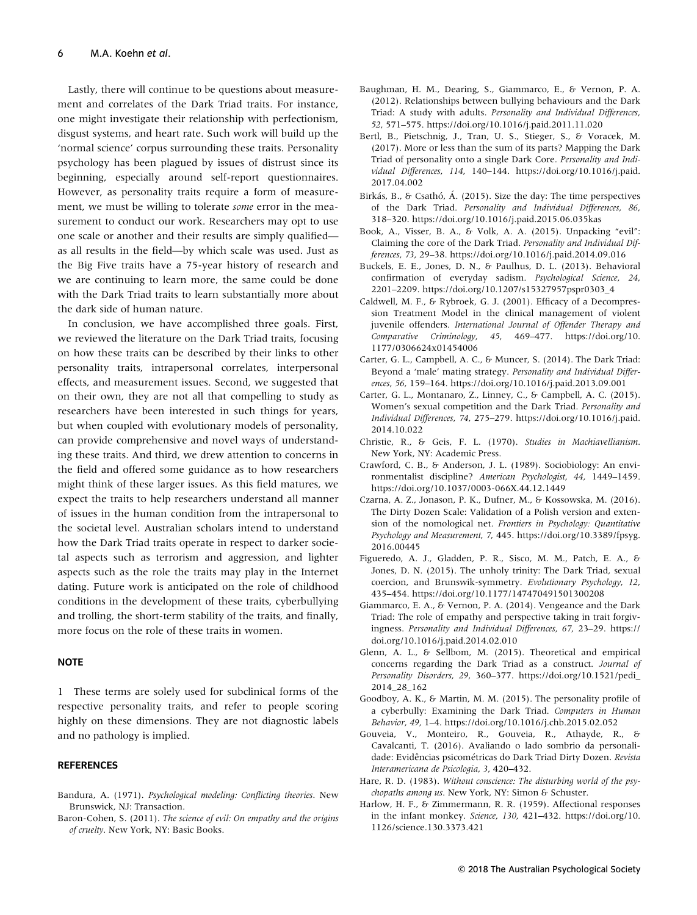Lastly, there will continue to be questions about measurement and correlates of the Dark Triad traits. For instance, one might investigate their relationship with perfectionism, disgust systems, and heart rate. Such work will build up the 'normal science' corpus surrounding these traits. Personality psychology has been plagued by issues of distrust since its beginning, especially around self-report questionnaires. However, as personality traits require a form of measurement, we must be willing to tolerate *some* error in the measurement to conduct our work. Researchers may opt to use one scale or another and their results are simply qualified—as all results in the field—by which scale was used. Just as the Big Five traits have a 75-year history of research and we are continuing to learn more, the same could be done with the Dark Triad traits to learn substantially more about the dark side of human nature.

In conclusion, we have accomplished three goals. First, we reviewed the literature on the Dark Triad traits, focusing on how these traits can be described by their links to other personality traits, intrapersonal correlates, interpersonal effects, and measurement issues. Second, we suggested that on their own, they are not all that compelling to study as researchers have been interested in such things for years, but when coupled with evolutionary models of personality, can provide comprehensive and novel ways of understanding these traits. And third, we drew attention to concerns in the field and offered some guidance as to how researchers might think of these larger issues. As this field matures, we expect the traits to help researchers understand all manner of issues in the human condition from the intrapersonal to the societal level. Australian scholars intend to understand how the Dark Triad traits operate in respect to darker societal aspects such as terrorism and aggression, and lighter aspects such as the role the traits may play in the Internet dating. Future work is anticipated on the role of childhood conditions in the development of these traits, cyberbullying and trolling, the short-term stability of the traits, and finally, more focus on the role of these traits in women.

## NOTE

1 These terms are solely used for subclinical forms of the respective personality traits, and refer to people scoring highly on these dimensions. They are not diagnostic labels and no pathology is implied.

## REFERENCES

Bandura, A. (1971). *Psychological modeling: Conflicting theories*. New Brunswick, NJ: Transaction.

Baron-Cohen, S. (2011). *The science of evil: On empathy and the origins of cruelty*. New York, NY: Basic Books.

Baughman, H. M., Dearing, S., Giammarco, E., & Vernon, P. A. (2012). Relationships between bullying behaviours and the Dark Triad: A study with adults. *Personality and Individual Differences*, *52*, 571–575. https://doi.org/10.1016/j.paid.2011.11.020

Bertl, B., Pietschnig, J., Tran, U. S., Stieger, S., & Voracek, M. (2017). More or less than the sum of its parts? Mapping the Dark Triad of personality onto a single Dark Core. *Personality and Individual Differences*, *114*, 140–144. https://doi.org/10.1016/j.paid.2017.04.002

Birkás, B., & Csathó, Á. (2015). Size the day: The time perspectives of the Dark Triad. *Personality and Individual Differences*, *86*, 318–320. https://doi.org/10.1016/j.paid.2015.06.035kas

Book, A., Visser, B. A., & Volk, A. A. (2015). Unpacking "evil": Claiming the core of the Dark Triad. *Personality and Individual Differences*, *73*, 29–38. https://doi.org/10.1016/j.paid.2014.09.016

Buckels, E. E., Jones, D. N., & Paulhus, D. L. (2013). Behavioral confirmation of everyday sadism. *Psychological Science*, *24*, 2201–2209. https://doi.org/10.1207/s15327957pspr0303_4

Caldwell, M. F., & Rybroek, G. J. (2001). Efficacy of a Decompression Treatment Model in the clinical management of violent juvenile offenders. *International Journal of Offender Therapy and Comparative Criminology*, *45*, 469–477. https://doi.org/10.1177/0306624x01454006

Carter, G. L., Campbell, A. C., & Muncer, S. (2014). The Dark Triad: Beyond a 'male' mating strategy. *Personality and Individual Differences*, *56*, 159–164. https://doi.org/10.1016/j.paid.2013.09.001

Carter, G. L., Montanaro, Z., Linney, C., & Campbell, A. C. (2015). Women's sexual competition and the Dark Triad. *Personality and Individual Differences*, *74*, 275–279. https://doi.org/10.1016/j.paid.2014.10.022

Christie, R., & Geis, F. L. (1970). *Studies in Machiavellianism*. New York, NY: Academic Press.

Crawford, C. B., & Anderson, J. L. (1989). Sociobiology: An environmentalist discipline? *American Psychologist*, *44*, 1449–1459. https://doi.org/10.1037/0003-066X.44.12.1449

Czarna, A. Z., Jonason, P. K., Dufner, M., & Kossowska, M. (2016). The Dirty Dozen Scale: Validation of a Polish version and extension of the nomological net. *Frontiers in Psychology: Quantitative Psychology and Measurement*, *7*, 445. https://doi.org/10.3389/fpsyg.2016.00445

Figueredo, A. J., Gladden, P. R., Sisco, M. M., Patch, E. A., & Jones, D. N. (2015). The unholy trinity: The Dark Triad, sexual coercion, and Brunswik-symmetry. *Evolutionary Psychology*, *12*, 435–454. https://doi.org/10.1177/147470491501300208

Giammarco, E. A., & Vernon, P. A. (2014). Vengeance and the Dark Triad: The role of empathy and perspective taking in trait forgivingness. *Personality and Individual Differences*, *67*, 23–29. https://doi.org/10.1016/j.paid.2014.02.010

Glenn, A. L., & Sellbom, M. (2015). Theoretical and empirical concerns regarding the Dark Triad as a construct. *Journal of Personality Disorders*, *29*, 360–377. https://doi.org/10.1521/pedi_2014_28_162

Goodboy, A. K., & Martin, M. M. (2015). The personality profile of a cyberbully: Examining the Dark Triad. *Computers in Human Behavior*, *49*, 1–4. https://doi.org/10.1016/j.chb.2015.02.052

Gouveia, V., Monteiro, R., Gouveia, R., Athayde, R., & Cavalcanti, T. (2016). Avaliando o lado sombrio da personalidade: Evidências psicométricas do Dark Triad Dirty Dozen. *Revista Interamericana de Psicologia*, *3*, 420–432.

Hare, R. D. (1983). *Without conscience: The disturbing world of the psychopaths among us*. New York, NY: Simon & Schuster.

Harlow, H. F., & Zimmermann, R. R. (1959). Affectional responses in the infant monkey. *Science*, *130*, 421–432. https://doi.org/10.1126/science.130.3373.421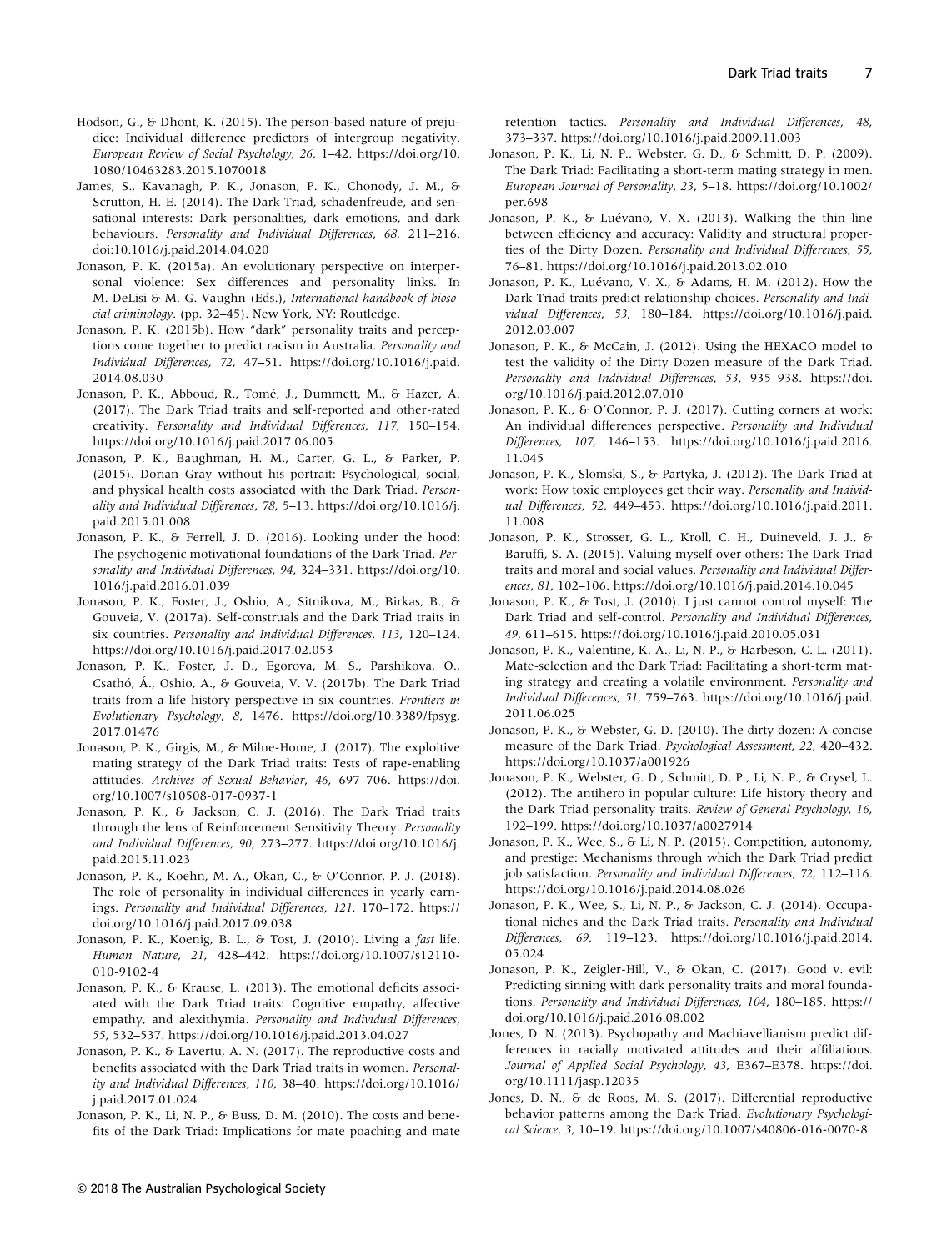Hodson, G., & Dhont, K. (2015). The person-based nature of prejudice: Individual difference predictors of intergroup negativity. *European Review of Social Psychology*, *26*, 1–42. https://doi.org/10.1080/10463283.2015.1070018

James, S., Kavanagh, P. K., Jonason, P. K., Chonody, J. M., & Scrutton, H. E. (2014). The Dark Triad, schadenfreude, and sensational interests: Dark personalities, dark emotions, and dark behaviours. *Personality and Individual Differences*, *68*, 211–216. doi:10.1016/j.paid.2014.04.020

Jonason, P. K. (2015a). An evolutionary perspective on interpersonal violence: Sex differences and personality links. In M. DeLisi & M. G. Vaughn (Eds.), *International handbook of biosocial criminology*. (pp. 32–45). New York, NY: Routledge.

Jonason, P. K. (2015b). How "dark" personality traits and perceptions come together to predict racism in Australia. *Personality and Individual Differences*, *72*, 47–51. https://doi.org/10.1016/j.paid.2014.08.030

Jonason, P. K., Abboud, R., Tomé, J., Dummett, M., & Hazer, A. (2017). The Dark Triad traits and self-reported and other-rated creativity. *Personality and Individual Differences*, *117*, 150–154. https://doi.org/10.1016/j.paid.2017.06.005

Jonason, P. K., Baughman, H. M., Carter, G. L., & Parker, P. (2015). Dorian Gray without his portrait: Psychological, social, and physical health costs associated with the Dark Triad. *Personality and Individual Differences*, *78*, 5–13. https://doi.org/10.1016/j.paid.2015.01.008

Jonason, P. K., & Ferrell, J. D. (2016). Looking under the hood: The psychogenic motivational foundations of the Dark Triad. *Personality and Individual Differences*, *94*, 324–331. https://doi.org/10.1016/j.paid.2016.01.039

Jonason, P. K., Foster, J., Oshio, A., Sitnikova, M., Birkas, B., & Gouveia, V. (2017a). Self-construals and the Dark Triad traits in six countries. *Personality and Individual Differences*, *113*, 120–124. https://doi.org/10.1016/j.paid.2017.02.053

Jonason, P. K., Foster, J. D., Egorova, M. S., Parshikova, O., Csathó, Á., Oshio, A., & Gouveia, V. V. (2017b). The Dark Triad traits from a life history perspective in six countries. *Frontiers in Evolutionary Psychology*, *8*, 1476. https://doi.org/10.3389/fpsyg.2017.01476

Jonason, P. K., Girgis, M., & Milne-Home, J. (2017). The exploitive mating strategy of the Dark Triad traits: Tests of rape-enabling attitudes. *Archives of Sexual Behavior*, *46*, 697–706. https://doi.org/10.1007/s10508-017-0937-1

Jonason, P. K., & Jackson, C. J. (2016). The Dark Triad traits through the lens of Reinforcement Sensitivity Theory. *Personality and Individual Differences*, *90*, 273–277. https://doi.org/10.1016/j.paid.2015.11.023

Jonason, P. K., Koehn, M. A., Okan, C., & O'Connor, P. J. (2018). The role of personality in individual differences in yearly earnings. *Personality and Individual Differences*, *121*, 170–172. https://doi.org/10.1016/j.paid.2017.09.038

Jonason, P. K., Koenig, B. L., & Tost, J. (2010). Living a *fast* life. *Human Nature*, *21*, 428–442. https://doi.org/10.1007/s12110-010-9102-4

Jonason, P. K., & Krause, L. (2013). The emotional deficits associated with the Dark Triad traits: Cognitive empathy, affective empathy, and alexithymia. *Personality and Individual Differences*, *55*, 532–537. https://doi.org/10.1016/j.paid.2013.04.027

Jonason, P. K., & Lavertu, A. N. (2017). The reproductive costs and benefits associated with the Dark Triad traits in women. *Personality and Individual Differences*, *110*, 38–40. https://doi.org/10.1016/j.paid.2017.01.024

Jonason, P. K., Li, N. P., & Buss, D. M. (2010). The costs and benefits of the Dark Triad: Implications for mate poaching and mate retention tactics. *Personality and Individual Differences*, *48*, 373–337. https://doi.org/10.1016/j.paid.2009.11.003

Jonason, P. K., Li, N. P., Webster, G. D., & Schmitt, D. P. (2009). The Dark Triad: Facilitating a short-term mating strategy in men. *European Journal of Personality*, *23*, 5–18. https://doi.org/10.1002/per.698

Jonason, P. K., & Luévano, V. X. (2013). Walking the thin line between efficiency and accuracy: Validity and structural properties of the Dirty Dozen. *Personality and Individual Differences*, *55*, 76–81. https://doi.org/10.1016/j.paid.2013.02.010

Jonason, P. K., Luévano, V. X., & Adams, H. M. (2012). How the Dark Triad traits predict relationship choices. *Personality and Individual Differences*, *53*, 180–184. https://doi.org/10.1016/j.paid.2012.03.007

Jonason, P. K., & McCain, J. (2012). Using the HEXACO model to test the validity of the Dirty Dozen measure of the Dark Triad. *Personality and Individual Differences*, *53*, 935–938. https://doi.org/10.1016/j.paid.2012.07.010

Jonason, P. K., & O'Connor, P. J. (2017). Cutting corners at work: An individual differences perspective. *Personality and Individual Differences*, *107*, 146–153. https://doi.org/10.1016/j.paid.2016.11.045

Jonason, P. K., Slomski, S., & Partyka, J. (2012). The Dark Triad at work: How toxic employees get their way. *Personality and Individual Differences*, *52*, 449–453. https://doi.org/10.1016/j.paid.2011.11.008

Jonason, P. K., Strosser, G. L., Kroll, C. H., Duineveld, J. J., & Baruffi, S. A. (2015). Valuing myself over others: The Dark Triad traits and moral and social values. *Personality and Individual Differences*, *81*, 102–106. https://doi.org/10.1016/j.paid.2014.10.045

Jonason, P. K., & Tost, J. (2010). I just cannot control myself: The Dark Triad and self-control. *Personality and Individual Differences*, *49*, 611–615. https://doi.org/10.1016/j.paid.2010.05.031

Jonason, P. K., Valentine, K. A., Li, N. P., & Harbeson, C. L. (2011). Mate-selection and the Dark Triad: Facilitating a short-term mating strategy and creating a volatile environment. *Personality and Individual Differences*, *51*, 759–763. https://doi.org/10.1016/j.paid.2011.06.025

Jonason, P. K., & Webster, G. D. (2010). The dirty dozen: A concise measure of the Dark Triad. *Psychological Assessment*, *22*, 420–432. https://doi.org/10.1037/a001926

Jonason, P. K., Webster, G. D., Schmitt, D. P., Li, N. P., & Crysel, L. (2012). The antihero in popular culture: Life history theory and the Dark Triad personality traits. *Review of General Psychology*, *16*, 192–199. https://doi.org/10.1037/a0027914

Jonason, P. K., Wee, S., & Li, N. P. (2015). Competition, autonomy, and prestige: Mechanisms through which the Dark Triad predict job satisfaction. *Personality and Individual Differences*, *72*, 112–116. https://doi.org/10.1016/j.paid.2014.08.026

Jonason, P. K., Wee, S., Li, N. P., & Jackson, C. J. (2014). Occupational niches and the Dark Triad traits. *Personality and Individual Differences*, *69*, 119–123. https://doi.org/10.1016/j.paid.2014.05.024

Jonason, P. K., Zeigler-Hill, V., & Okan, C. (2017). Good v. evil: Predicting sinning with dark personality traits and moral foundations. *Personality and Individual Differences*, *104*, 180–185. https://doi.org/10.1016/j.paid.2016.08.002

Jones, D. N. (2013). Psychopathy and Machiavellianism predict differences in racially motivated attitudes and their affiliations. *Journal of Applied Social Psychology*, *43*, E367–E378. https://doi.org/10.1111/jasp.12035

Jones, D. N., & de Roos, M. S. (2017). Differential reproductive behavior patterns among the Dark Triad. *Evolutionary Psychological Science*, *3*, 10–19. https://doi.org/10.1007/s40806-016-0070-8

© 2018 The Australian Psychological Society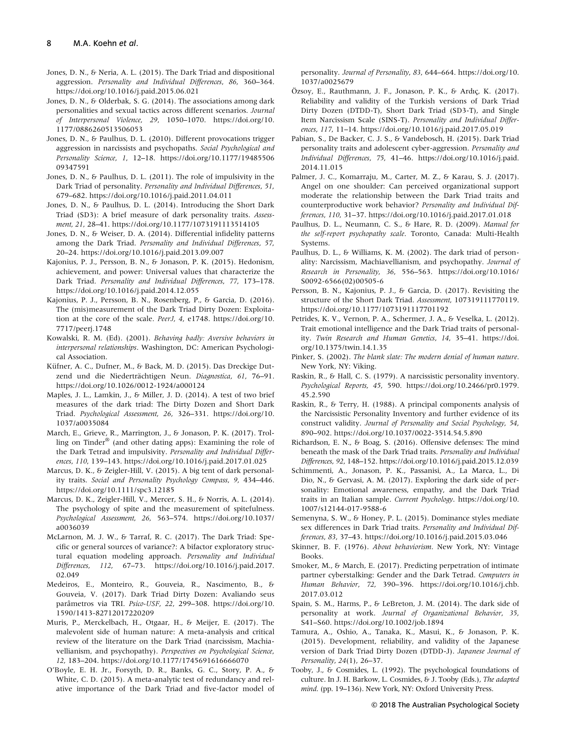Jones, D. N., & Neria, A. L. (2015). The Dark Triad and dispositional aggression. *Personality and Individual Differences*, *86*, 360–364. https://doi.org/10.1016/j.paid.2015.06.021

Jones, D. N., & Olderbak, S. G. (2014). The associations among dark personalities and sexual tactics across different scenarios. *Journal of Interpersonal Violence*, *29*, 1050–1070. https://doi.org/10.1177/0886260513506053

Jones, D. N., & Paulhus, D. L. (2010). Different provocations trigger aggression in narcissists and psychopaths. *Social Psychological and Personality Science*, *1*, 12–18. https://doi.org/10.1177/1948550609347591

Jones, D. N., & Paulhus, D. L. (2011). The role of impulsivity in the Dark Triad of personality. *Personality and Individual Differences*, *51*, 679–682. https://doi.org/10.1016/j.paid.2011.04.011

Jones, D. N., & Paulhus, D. L. (2014). Introducing the Short Dark Triad (SD3): A brief measure of dark personality traits. *Assessment*, *21*, 28–41. https://doi.org/10.1177/1073191113514105

Jones, D. N., & Weiser, D. A. (2014). Differential infidelity patterns among the Dark Triad. *Personality and Individual Differences*, *57*, 20–24. https://doi.org/10.1016/j.paid.2013.09.007

Kajonius, P. J., Persson, B. N., & Jonason, P. K. (2015). Hedonism, achievement, and power: Universal values that characterize the Dark Triad. *Personality and Individual Differences*, *77*, 173–178. https://doi.org/10.1016/j.paid.2014.12.055

Kajonius, P. J., Persson, B. N., Rosenberg, P., & Garcia, D. (2016). The (mis)measurement of the Dark Triad Dirty Dozen: Exploitation at the core of the scale. *PeerJ*, *4*, e1748. https://doi.org/10.7717/peerj.1748

Kowalski, R. M. (Ed). (2001). *Behaving badly: Aversive behaviors in interpersonal relationships*. Washington, DC: American Psychological Association.

Küfner, A. C., Dufner, M., & Back, M. D. (2015). Das Dreckige Dutzend und die Niederträchtigen Neun. *Diagnostica*, *61*, 76–91. https://doi.org/10.1026/0012-1924/a000124

Maples, J. L., Lamkin, J., & Miller, J. D. (2014). A test of two brief measures of the dark triad: The Dirty Dozen and Short Dark Triad. *Psychological Assessment*, *26*, 326–331. https://doi.org/10.1037/a0035084

March, E., Grieve, R., Marrington, J., & Jonason, P. K. (2017). Trolling on Tinder® (and other dating apps): Examining the role of the Dark Tetrad and impulsivity. *Personality and Individual Differences*, *110*, 139–143. https://doi.org/10.1016/j.paid.2017.01.025

Marcus, D. K., & Zeigler-Hill, V. (2015). A big tent of dark personality traits. *Social and Personality Psychology Compass*, *9*, 434–446. https://doi.org/10.1111/spc3.12185

Marcus, D. K., Zeigler-Hill, V., Mercer, S. H., & Norris, A. L. (2014). The psychology of spite and the measurement of spitefulness. *Psychological Assessment*, *26*, 563–574. https://doi.org/10.1037/a0036039

McLarnon, M. J. W., & Tarraf, R. C. (2017). The Dark Triad: Specific or general sources of variance?: A bifactor exploratory structural equation modeling approach. *Personality and Individual Differences*, *112*, 67–73. https://doi.org/10.1016/j.paid.2017.02.049

Medeiros, E., Monteiro, R., Gouveia, R., Nascimento, B., & Gouveia, V. (2017). Dark Triad Dirty Dozen: Avaliando seus parâmetros via TRI. *Psico-USF*, *22*, 299–308. https://doi.org/10.1590/1413-82712017220209

Muris, P., Merckelbach, H., Otgaar, H., & Meijer, E. (2017). The malevolent side of human nature: A meta-analysis and critical review of the literature on the Dark Triad (narcissism, Machiavellianism, and psychopathy). *Perspectives on Psychological Science*, *12*, 183–204. https://doi.org/10.1177/1745691616666070

O'Boyle, E. H. Jr., Forsyth, D. R., Banks, G. C., Story, P. A., & White, C. D. (2015). A meta-analytic test of redundancy and relative importance of the Dark Triad and five-factor model of personality. *Journal of Personality*, *83*, 644–664. https://doi.org/10.1037/a0025679

Özsoy, E., Rauthmann, J. F., Jonason, P. K., & Ardıç, K. (2017). Reliability and validity of the Turkish versions of Dark Triad Dirty Dozen (DTDD-T), Short Dark Triad (SD3-T), and Single Item Narcissism Scale (SINS-T). *Personality and Individual Differences*, *117*, 11–14. https://doi.org/10.1016/j.paid.2017.05.019

Pabian, S., De Backer, C. J. S., & Vandebosch, H. (2015). Dark Triad personality traits and adolescent cyber-aggression. *Personality and Individual Differences*, *75*, 41–46. https://doi.org/10.1016/j.paid.2014.11.015

Palmer, J. C., Komarraju, M., Carter, M. Z., & Karau, S. J. (2017). Angel on one shoulder: Can perceived organizational support moderate the relationship between the Dark Triad traits and counterproductive work behavior? *Personality and Individual Differences*, *110*, 31–37. https://doi.org/10.1016/j.paid.2017.01.018

Paulhus, D. L., Neumann, C. S., & Hare, R. D. (2009). *Manual for the self-report psychopathy scale*. Toronto, Canada: Multi-Health Systems.

Paulhus, D. L., & Williams, K. M. (2002). The dark triad of personality: Narcissism, Machiavellianism, and psychopathy. *Journal of Research in Personality*, *36*, 556–563. https://doi.org/10.1016/S0092-6566(02)00505-6

Persson, B. N., Kajonius, P. J., & Garcia, D. (2017). Revisiting the structure of the Short Dark Triad. *Assessment*, 107319111770119. https://doi.org/10.1177/1073191117701192

Petrides, K. V., Vernon, P. A., Schermer, J. A., & Veselka, L. (2012). Trait emotional intelligence and the Dark Triad traits of personality. *Twin Research and Human Genetics*, *14*, 35–41. https://doi.org/10.1375/twin.14.1.35

Pinker, S. (2002). *The blank slate: The modern denial of human nature*. New York, NY: Viking.

Raskin, R., & Hall, C. S. (1979). A narcissistic personality inventory. *Psychological Reports*, *45*, 590. https://doi.org/10.2466/pr0.1979.45.2.590

Raskin, R., & Terry, H. (1988). A principal components analysis of the Narcissistic Personality Inventory and further evidence of its construct validity. *Journal of Personality and Social Psychology*, *54*, 890–902. https://doi.org/10.1037/0022-3514.54.5.890

Richardson, E. N., & Boag, S. (2016). Offensive defenses: The mind beneath the mask of the Dark Triad traits. *Personality and Individual Differences*, *92*, 148–152. https://doi.org/10.1016/j.paid.2015.12.039

Schimmenti, A., Jonason, P. K., Passanisi, A., La Marca, L., Di Dio, N., & Gervasi, A. M. (2017). Exploring the dark side of personality: Emotional awareness, empathy, and the Dark Triad traits in an Italian sample. *Current Psychology*. https://doi.org/10.1007/s12144-017-9588-6

Semenyna, S. W., & Honey, P. L. (2015). Dominance styles mediate sex differences in Dark Triad traits. *Personality and Individual Differences*, *83*, 37–43. https://doi.org/10.1016/j.paid.2015.03.046

Skinner, B. F. (1976). *About behaviorism*. New York, NY: Vintage Books.

Smoker, M., & March, E. (2017). Predicting perpetration of intimate partner cyberstalking: Gender and the Dark Tetrad. *Computers in Human Behavior*, *72*, 390–396. https://doi.org/10.1016/j.chb.2017.03.012

Spain, S. M., Harms, P., & LeBreton, J. M. (2014). The dark side of personality at work. *Journal of Organizational Behavior*, *35*, S41–S60. https://doi.org/10.1002/job.1894

Tamura, A., Oshio, A., Tanaka, K., Masui, K., & Jonason, P. K. (2015). Development, reliability, and validity of the Japanese version of Dark Triad Dirty Dozen (DTDD-J). *Japanese Journal of Personality*, *24*(1), 26–37.

Tooby, J., & Cosmides, L. (1992). The psychological foundations of culture. In J. H. Barkow, L. Cosmides, & J. Tooby (Eds.), *The adapted mind*. (pp. 19–136). New York, NY: Oxford University Press.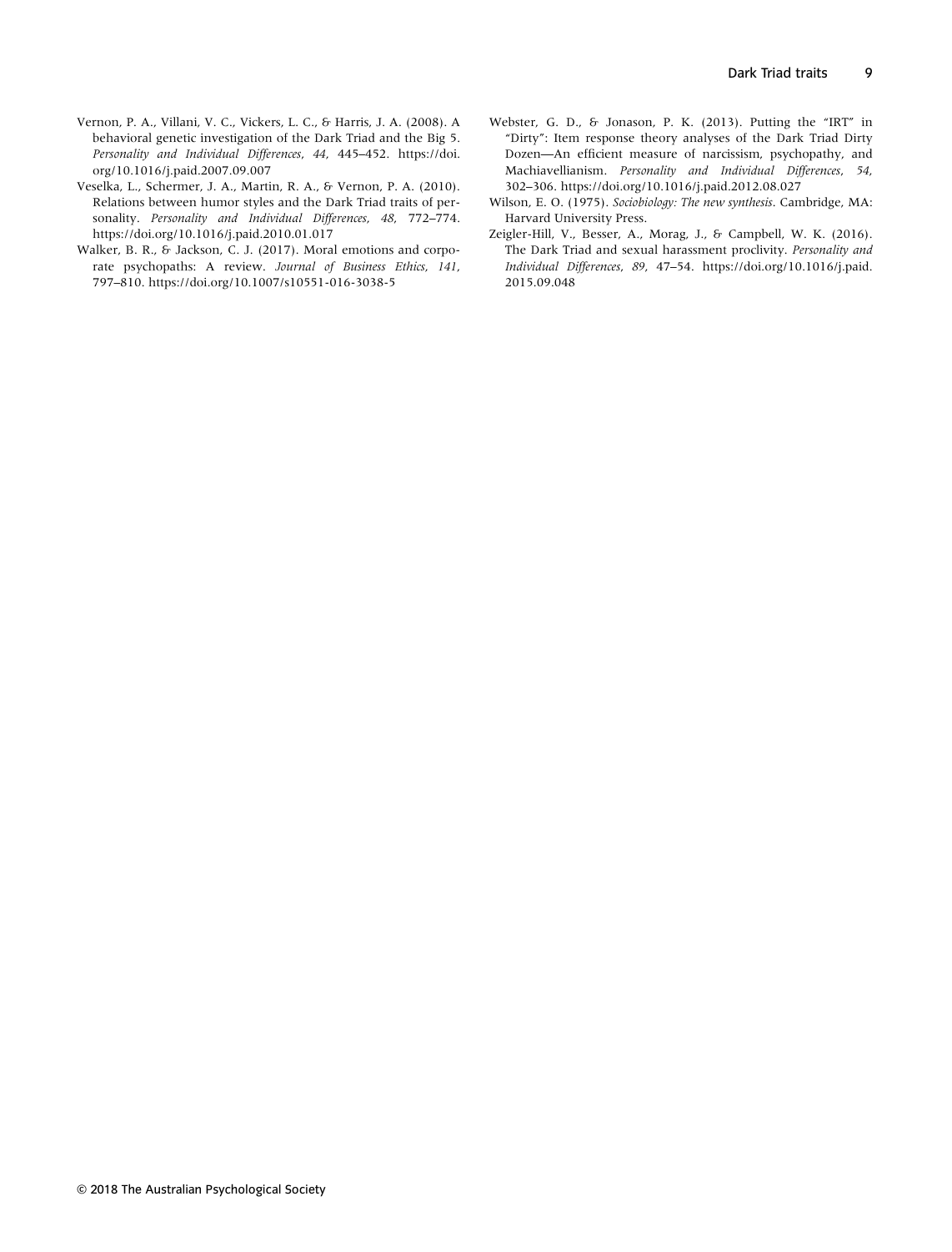Vernon, P. A., Villani, V. C., Vickers, L. C., & Harris, J. A. (2008). A behavioral genetic investigation of the Dark Triad and the Big 5. *Personality and Individual Differences*, *44*, 445–452. https://doi.org/10.1016/j.paid.2007.09.007

Veselka, L., Schermer, J. A., Martin, R. A., & Vernon, P. A. (2010). Relations between humor styles and the Dark Triad traits of personality. *Personality and Individual Differences*, *48*, 772–774. https://doi.org/10.1016/j.paid.2010.01.017

Walker, B. R., & Jackson, C. J. (2017). Moral emotions and corporate psychopaths: A review. *Journal of Business Ethics*, *141*, 797–810. https://doi.org/10.1007/s10551-016-3038-5

Webster, G. D., & Jonason, P. K. (2013). Putting the "IRT" in "Dirty": Item response theory analyses of the Dark Triad Dirty Dozen—An efficient measure of narcissism, psychopathy, and Machiavellianism. *Personality and Individual Differences*, *54*, 302–306. https://doi.org/10.1016/j.paid.2012.08.027

Wilson, E. O. (1975). *Sociobiology: The new synthesis*. Cambridge, MA: Harvard University Press.

Zeigler-Hill, V., Besser, A., Morag, J., & Campbell, W. K. (2016). The Dark Triad and sexual harassment proclivity. *Personality and Individual Differences*, *89*, 47–54. https://doi.org/10.1016/j.paid.2015.09.048

© 2018 The Australian Psychological Society